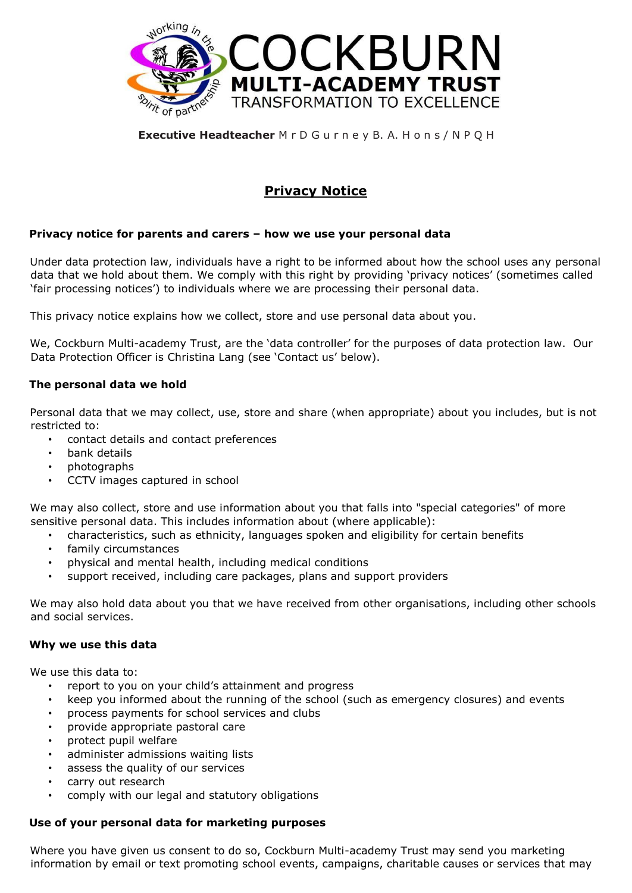**COCKBURN MULTI-ACADEMY TRUST**
TRANSFORMATION TO EXCELLENCE

**Executive Headteacher** Mr D Gurney B. A. Hons / NPQH

# Privacy Notice

### Privacy notice for parents and carers – how we use your personal data

Under data protection law, individuals have a right to be informed about how the school uses any personal data that we hold about them. We comply with this right by providing 'privacy notices' (sometimes called 'fair processing notices') to individuals where we are processing their personal data.

This privacy notice explains how we collect, store and use personal data about you.

We, Cockburn Multi-academy Trust, are the 'data controller' for the purposes of data protection law. Our Data Protection Officer is Christina Lang (see 'Contact us' below).

### The personal data we hold

Personal data that we may collect, use, store and share (when appropriate) about you includes, but is not restricted to:

- contact details and contact preferences
- bank details
- photographs
- CCTV images captured in school

We may also collect, store and use information about you that falls into "special categories" of more sensitive personal data. This includes information about (where applicable):

- characteristics, such as ethnicity, languages spoken and eligibility for certain benefits
- family circumstances
- physical and mental health, including medical conditions
- support received, including care packages, plans and support providers

We may also hold data about you that we have received from other organisations, including other schools and social services.

### Why we use this data

We use this data to:

- report to you on your child's attainment and progress
- keep you informed about the running of the school (such as emergency closures) and events
- process payments for school services and clubs
- provide appropriate pastoral care
- protect pupil welfare
- administer admissions waiting lists
- assess the quality of our services
- carry out research
- comply with our legal and statutory obligations

### Use of your personal data for marketing purposes

Where you have given us consent to do so, Cockburn Multi-academy Trust may send you marketing information by email or text promoting school events, campaigns, charitable causes or services that may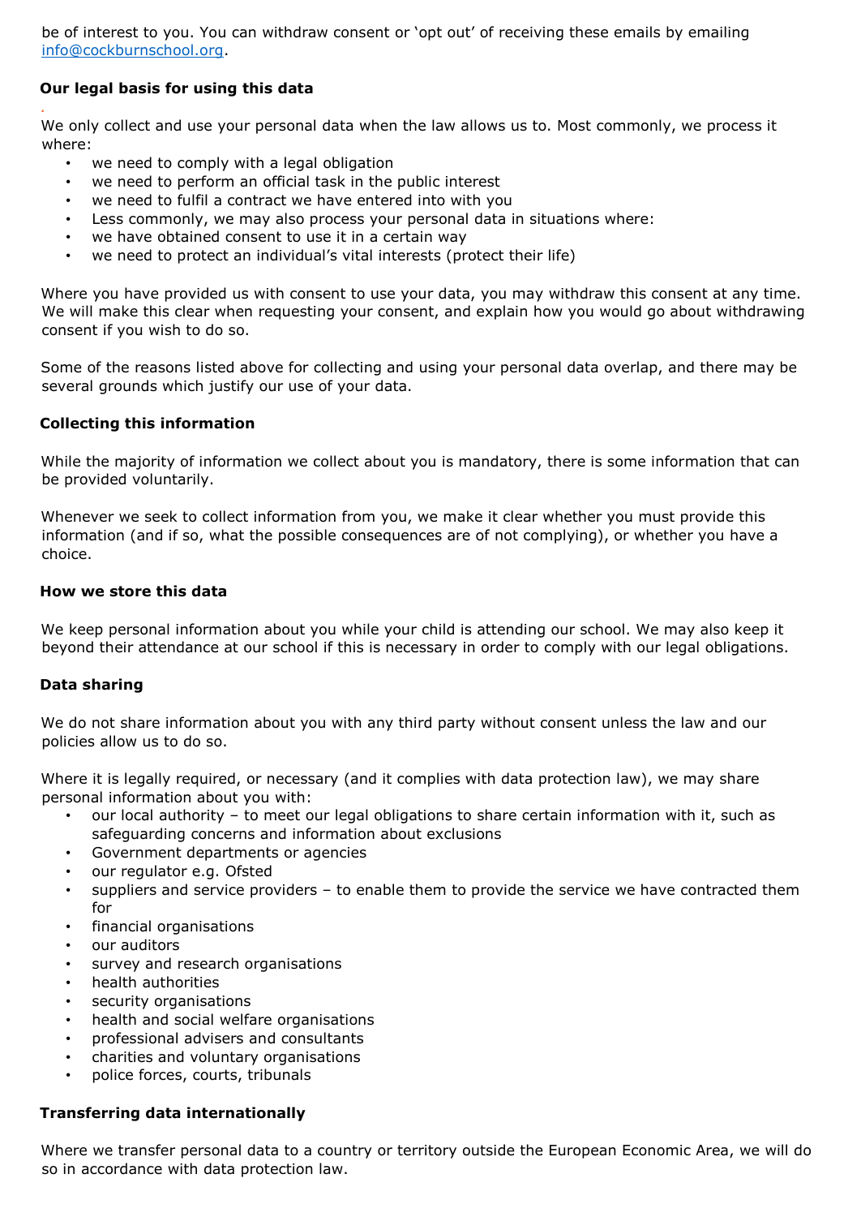be of interest to you. You can withdraw consent or 'opt out' of receiving these emails by emailing info@cockburnschool.org.

### Our legal basis for using this data

We only collect and use your personal data when the law allows us to. Most commonly, we process it where:

- we need to comply with a legal obligation
- we need to perform an official task in the public interest
- we need to fulfil a contract we have entered into with you
- Less commonly, we may also process your personal data in situations where:
- we have obtained consent to use it in a certain way
- we need to protect an individual's vital interests (protect their life)

Where you have provided us with consent to use your data, you may withdraw this consent at any time. We will make this clear when requesting your consent, and explain how you would go about withdrawing consent if you wish to do so.

Some of the reasons listed above for collecting and using your personal data overlap, and there may be several grounds which justify our use of your data.

### Collecting this information

While the majority of information we collect about you is mandatory, there is some information that can be provided voluntarily.

Whenever we seek to collect information from you, we make it clear whether you must provide this information (and if so, what the possible consequences are of not complying), or whether you have a choice.

### How we store this data

We keep personal information about you while your child is attending our school. We may also keep it beyond their attendance at our school if this is necessary in order to comply with our legal obligations.

### Data sharing

We do not share information about you with any third party without consent unless the law and our policies allow us to do so.

Where it is legally required, or necessary (and it complies with data protection law), we may share personal information about you with:

- our local authority – to meet our legal obligations to share certain information with it, such as safeguarding concerns and information about exclusions
- Government departments or agencies
- our regulator e.g. Ofsted
- suppliers and service providers – to enable them to provide the service we have contracted them for
- financial organisations
- our auditors
- survey and research organisations
- health authorities
- security organisations
- health and social welfare organisations
- professional advisers and consultants
- charities and voluntary organisations
- police forces, courts, tribunals

### Transferring data internationally

Where we transfer personal data to a country or territory outside the European Economic Area, we will do so in accordance with data protection law.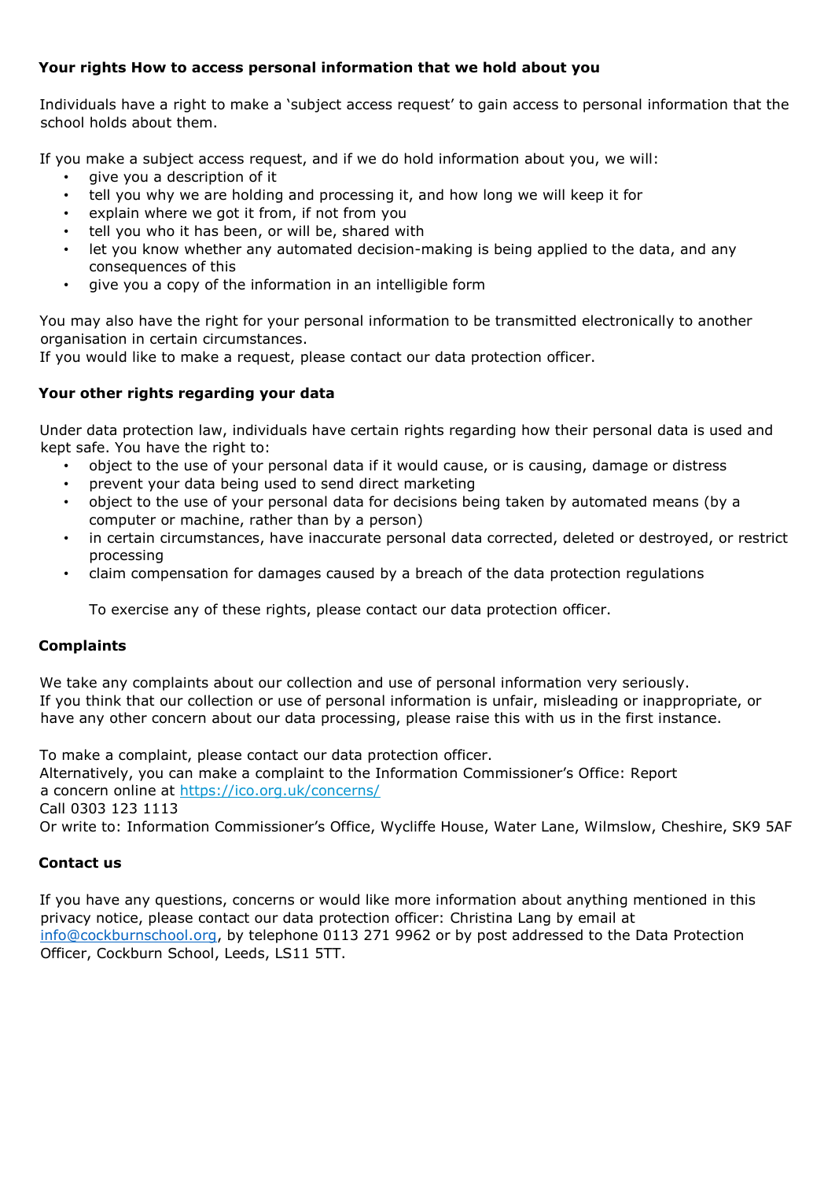**Your rights How to access personal information that we hold about you**

Individuals have a right to make a 'subject access request' to gain access to personal information that the school holds about them.

If you make a subject access request, and if we do hold information about you, we will:

- give you a description of it
- tell you why we are holding and processing it, and how long we will keep it for
- explain where we got it from, if not from you
- tell you who it has been, or will be, shared with
- let you know whether any automated decision-making is being applied to the data, and any consequences of this
- give you a copy of the information in an intelligible form

You may also have the right for your personal information to be transmitted electronically to another organisation in certain circumstances.
If you would like to make a request, please contact our data protection officer.

**Your other rights regarding your data**

Under data protection law, individuals have certain rights regarding how their personal data is used and kept safe. You have the right to:

- object to the use of your personal data if it would cause, or is causing, damage or distress
- prevent your data being used to send direct marketing
- object to the use of your personal data for decisions being taken by automated means (by a computer or machine, rather than by a person)
- in certain circumstances, have inaccurate personal data corrected, deleted or destroyed, or restrict processing
- claim compensation for damages caused by a breach of the data protection regulations

To exercise any of these rights, please contact our data protection officer.

**Complaints**

We take any complaints about our collection and use of personal information very seriously.
If you think that our collection or use of personal information is unfair, misleading or inappropriate, or have any other concern about our data processing, please raise this with us in the first instance.

To make a complaint, please contact our data protection officer.
Alternatively, you can make a complaint to the Information Commissioner's Office: Report a concern online at https://ico.org.uk/concerns/
Call 0303 123 1113
Or write to: Information Commissioner's Office, Wycliffe House, Water Lane, Wilmslow, Cheshire, SK9 5AF

**Contact us**

If you have any questions, concerns or would like more information about anything mentioned in this privacy notice, please contact our data protection officer: Christina Lang by email at info@cockburnschool.org, by telephone 0113 271 9962 or by post addressed to the Data Protection Officer, Cockburn School, Leeds, LS11 5TT.